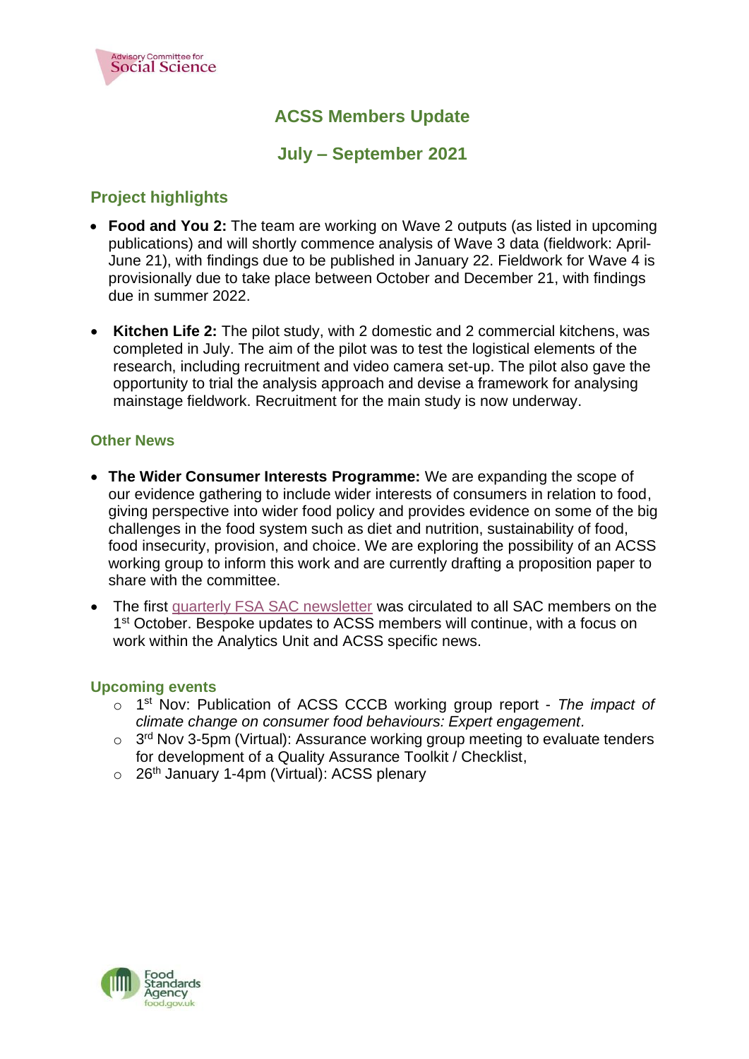# ACSS Members Update

## July – September 2021

### Project highlights

- **Food and You 2:** The team are working on Wave 2 outputs (as listed in upcoming publications) and will shortly commence analysis of Wave 3 data (fieldwork: April-June 21), with findings due to be published in January 22. Fieldwork for Wave 4 is provisionally due to take place between October and December 21, with findings due in summer 2022.

- **Kitchen Life 2:** The pilot study, with 2 domestic and 2 commercial kitchens, was completed in July. The aim of the pilot was to test the logistical elements of the research, including recruitment and video camera set-up. The pilot also gave the opportunity to trial the analysis approach and devise a framework for analysing mainstage fieldwork. Recruitment for the main study is now underway.

### Other News

- **The Wider Consumer Interests Programme:** We are expanding the scope of our evidence gathering to include wider interests of consumers in relation to food, giving perspective into wider food policy and provides evidence on some of the big challenges in the food system such as diet and nutrition, sustainability of food, food insecurity, provision, and choice. We are exploring the possibility of an ACSS working group to inform this work and are currently drafting a proposition paper to share with the committee.

- The first quarterly FSA SAC newsletter was circulated to all SAC members on the 1st October. Bespoke updates to ACSS members will continue, with a focus on work within the Analytics Unit and ACSS specific news.

### Upcoming events

- 1st Nov: Publication of ACSS CCCB working group report - *The impact of climate change on consumer food behaviours: Expert engagement*.
- 3rd Nov 3-5pm (Virtual): Assurance working group meeting to evaluate tenders for development of a Quality Assurance Toolkit / Checklist,
- 26th January 1-4pm (Virtual): ACSS plenary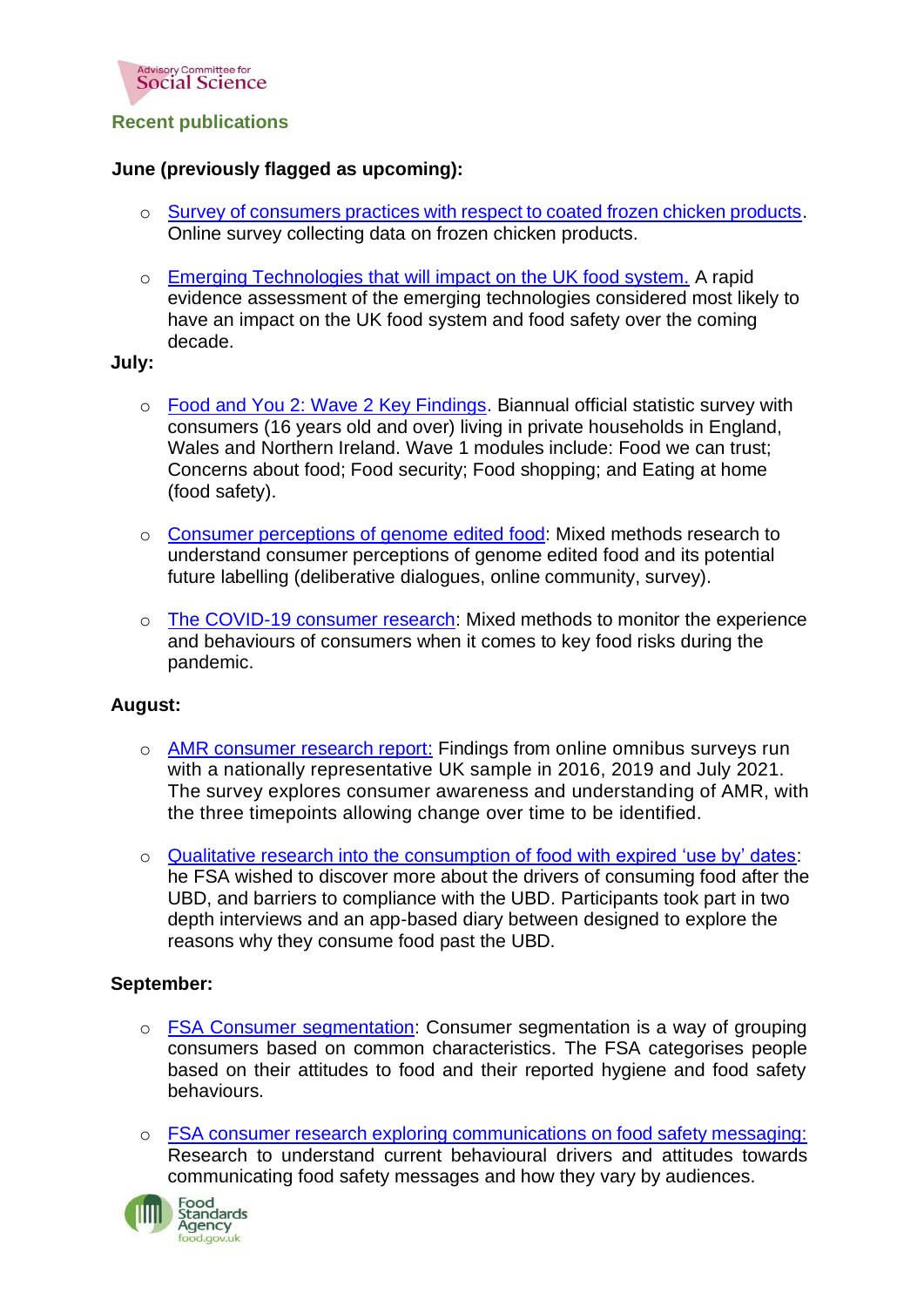## Recent publications

**June (previously flagged as upcoming):**

- Survey of consumers practices with respect to coated frozen chicken products. Online survey collecting data on frozen chicken products.

- Emerging Technologies that will impact on the UK food system. A rapid evidence assessment of the emerging technologies considered most likely to have an impact on the UK food system and food safety over the coming decade.

**July:**

- Food and You 2: Wave 2 Key Findings. Biannual official statistic survey with consumers (16 years old and over) living in private households in England, Wales and Northern Ireland. Wave 1 modules include: Food we can trust; Concerns about food; Food security; Food shopping; and Eating at home (food safety).

- Consumer perceptions of genome edited food: Mixed methods research to understand consumer perceptions of genome edited food and its potential future labelling (deliberative dialogues, online community, survey).

- The COVID-19 consumer research: Mixed methods to monitor the experience and behaviours of consumers when it comes to key food risks during the pandemic.

**August:**

- AMR consumer research report: Findings from online omnibus surveys run with a nationally representative UK sample in 2016, 2019 and July 2021. The survey explores consumer awareness and understanding of AMR, with the three timepoints allowing change over time to be identified.

- Qualitative research into the consumption of food with expired 'use by' dates: he FSA wished to discover more about the drivers of consuming food after the UBD, and barriers to compliance with the UBD. Participants took part in two depth interviews and an app-based diary between designed to explore the reasons why they consume food past the UBD.

**September:**

- FSA Consumer segmentation: Consumer segmentation is a way of grouping consumers based on common characteristics. The FSA categorises people based on their attitudes to food and their reported hygiene and food safety behaviours.

- FSA consumer research exploring communications on food safety messaging: Research to understand current behavioural drivers and attitudes towards communicating food safety messages and how they vary by audiences.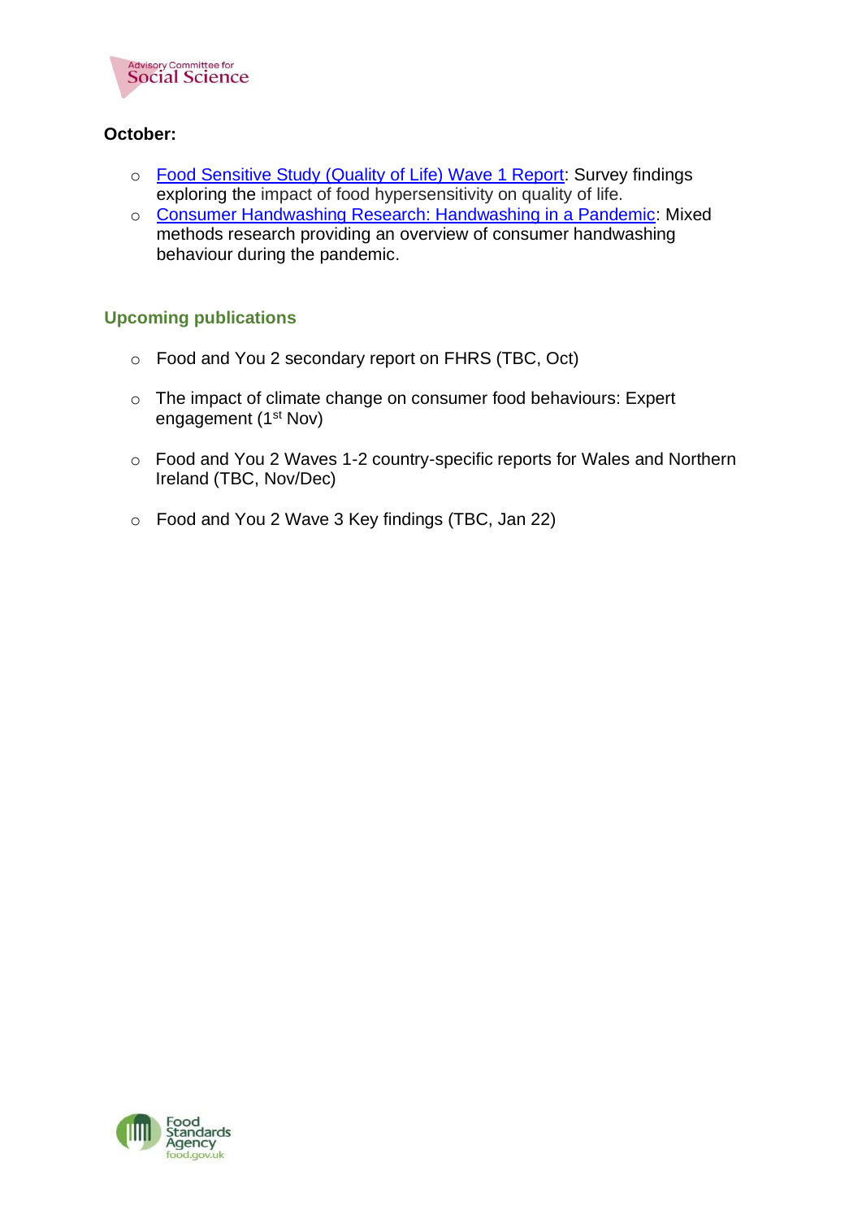**October:**

- Food Sensitive Study (Quality of Life) Wave 1 Report: Survey findings exploring the impact of food hypersensitivity on quality of life.
- Consumer Handwashing Research: Handwashing in a Pandemic: Mixed methods research providing an overview of consumer handwashing behaviour during the pandemic.

## Upcoming publications

- Food and You 2 secondary report on FHRS (TBC, Oct)
- The impact of climate change on consumer food behaviours: Expert engagement (1st Nov)
- Food and You 2 Waves 1-2 country-specific reports for Wales and Northern Ireland (TBC, Nov/Dec)
- Food and You 2 Wave 3 Key findings (TBC, Jan 22)